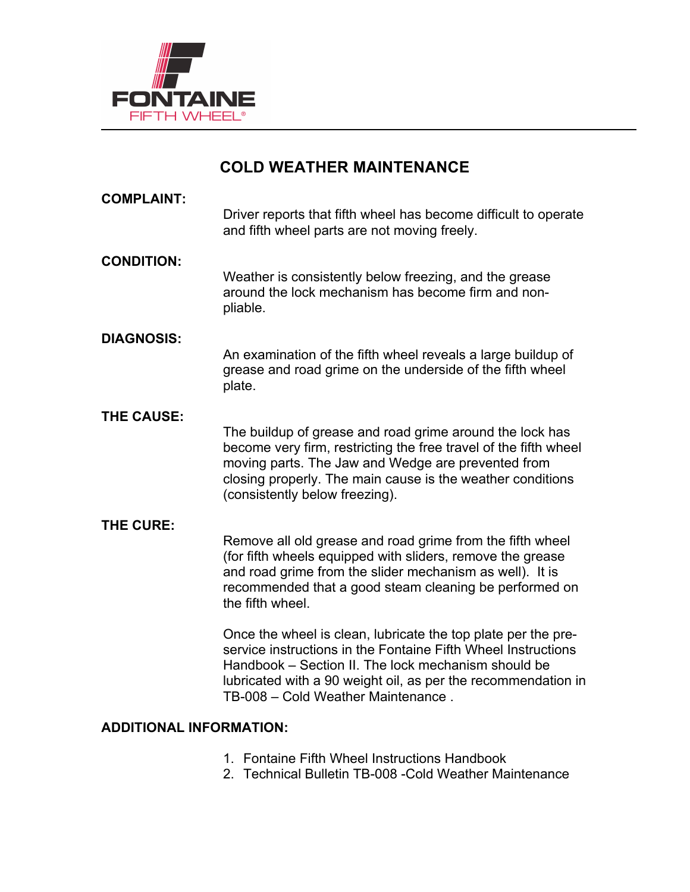**FONTAINE**
FIFTH WHEEL®

# COLD WEATHER MAINTENANCE

**COMPLAINT:**

Driver reports that fifth wheel has become difficult to operate and fifth wheel parts are not moving freely.

**CONDITION:**

Weather is consistently below freezing, and the grease around the lock mechanism has become firm and non-pliable.

**DIAGNOSIS:**

An examination of the fifth wheel reveals a large buildup of grease and road grime on the underside of the fifth wheel plate.

**THE CAUSE:**

The buildup of grease and road grime around the lock has become very firm, restricting the free travel of the fifth wheel moving parts. The Jaw and Wedge are prevented from closing properly. The main cause is the weather conditions (consistently below freezing).

**THE CURE:**

Remove all old grease and road grime from the fifth wheel (for fifth wheels equipped with sliders, remove the grease and road grime from the slider mechanism as well). It is recommended that a good steam cleaning be performed on the fifth wheel.

Once the wheel is clean, lubricate the top plate per the pre-service instructions in the Fontaine Fifth Wheel Instructions Handbook – Section II. The lock mechanism should be lubricated with a 90 weight oil, as per the recommendation in TB-008 – Cold Weather Maintenance .

**ADDITIONAL INFORMATION:**

1. Fontaine Fifth Wheel Instructions Handbook
2. Technical Bulletin TB-008 -Cold Weather Maintenance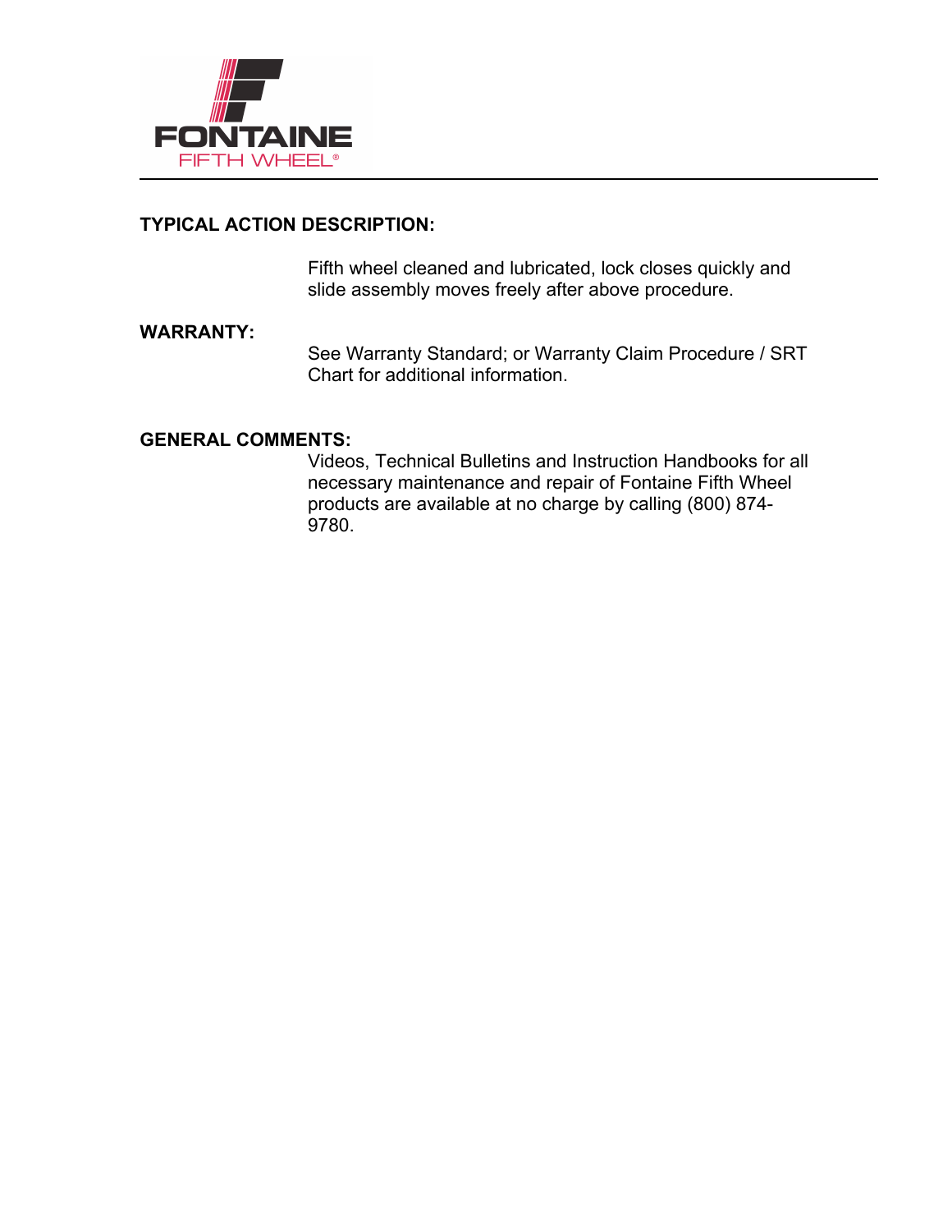**TYPICAL ACTION DESCRIPTION:**

Fifth wheel cleaned and lubricated, lock closes quickly and slide assembly moves freely after above procedure.

**WARRANTY:**

See Warranty Standard; or Warranty Claim Procedure / SRT Chart for additional information.

**GENERAL COMMENTS:**

Videos, Technical Bulletins and Instruction Handbooks for all necessary maintenance and repair of Fontaine Fifth Wheel products are available at no charge by calling (800) 874-9780.